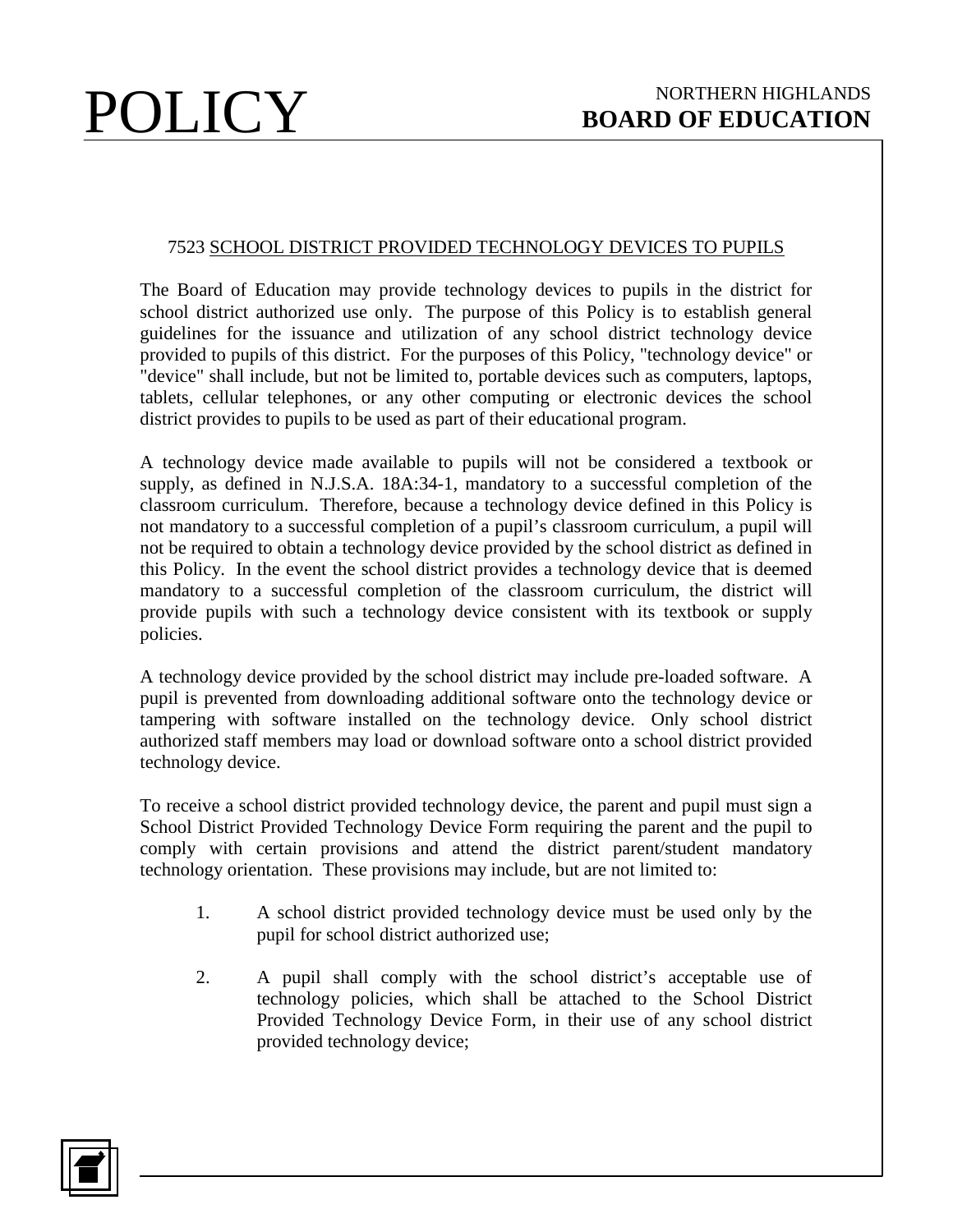# POLICY

NORTHERN HIGHLANDS
**BOARD OF EDUCATION**

## 7523 SCHOOL DISTRICT PROVIDED TECHNOLOGY DEVICES TO PUPILS

The Board of Education may provide technology devices to pupils in the district for school district authorized use only. The purpose of this Policy is to establish general guidelines for the issuance and utilization of any school district technology device provided to pupils of this district. For the purposes of this Policy, "technology device" or "device" shall include, but not be limited to, portable devices such as computers, laptops, tablets, cellular telephones, or any other computing or electronic devices the school district provides to pupils to be used as part of their educational program.

A technology device made available to pupils will not be considered a textbook or supply, as defined in N.J.S.A. 18A:34-1, mandatory to a successful completion of the classroom curriculum. Therefore, because a technology device defined in this Policy is not mandatory to a successful completion of a pupil's classroom curriculum, a pupil will not be required to obtain a technology device provided by the school district as defined in this Policy. In the event the school district provides a technology device that is deemed mandatory to a successful completion of the classroom curriculum, the district will provide pupils with such a technology device consistent with its textbook or supply policies.

A technology device provided by the school district may include pre-loaded software. A pupil is prevented from downloading additional software onto the technology device or tampering with software installed on the technology device. Only school district authorized staff members may load or download software onto a school district provided technology device.

To receive a school district provided technology device, the parent and pupil must sign a School District Provided Technology Device Form requiring the parent and the pupil to comply with certain provisions and attend the district parent/student mandatory technology orientation. These provisions may include, but are not limited to:

1. A school district provided technology device must be used only by the pupil for school district authorized use;

2. A pupil shall comply with the school district's acceptable use of technology policies, which shall be attached to the School District Provided Technology Device Form, in their use of any school district provided technology device;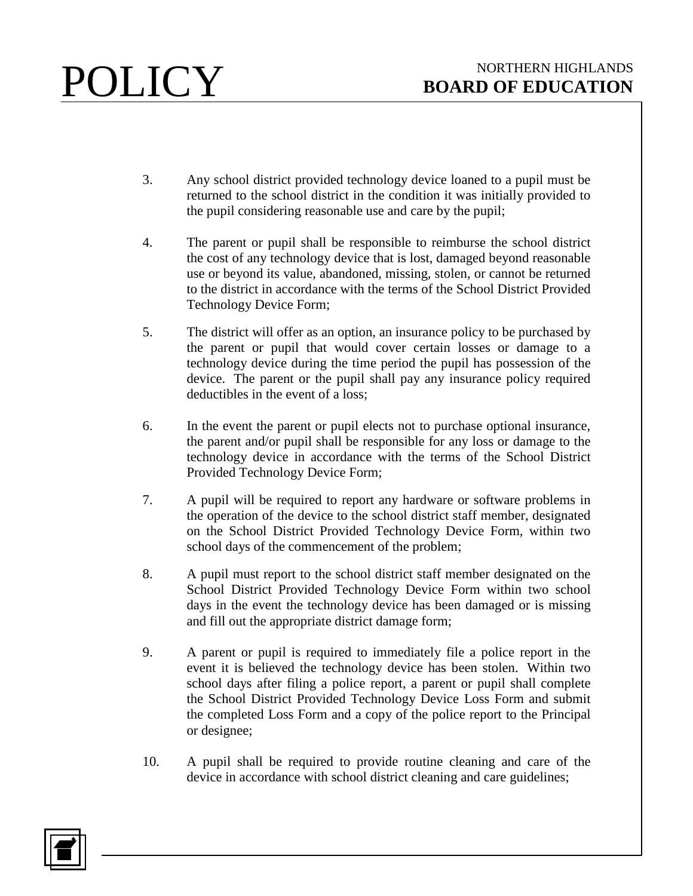3. Any school district provided technology device loaned to a pupil must be returned to the school district in the condition it was initially provided to the pupil considering reasonable use and care by the pupil;

4. The parent or pupil shall be responsible to reimburse the school district the cost of any technology device that is lost, damaged beyond reasonable use or beyond its value, abandoned, missing, stolen, or cannot be returned to the district in accordance with the terms of the School District Provided Technology Device Form;

5. The district will offer as an option, an insurance policy to be purchased by the parent or pupil that would cover certain losses or damage to a technology device during the time period the pupil has possession of the device. The parent or the pupil shall pay any insurance policy required deductibles in the event of a loss;

6. In the event the parent or pupil elects not to purchase optional insurance, the parent and/or pupil shall be responsible for any loss or damage to the technology device in accordance with the terms of the School District Provided Technology Device Form;

7. A pupil will be required to report any hardware or software problems in the operation of the device to the school district staff member, designated on the School District Provided Technology Device Form, within two school days of the commencement of the problem;

8. A pupil must report to the school district staff member designated on the School District Provided Technology Device Form within two school days in the event the technology device has been damaged or is missing and fill out the appropriate district damage form;

9. A parent or pupil is required to immediately file a police report in the event it is believed the technology device has been stolen. Within two school days after filing a police report, a parent or pupil shall complete the School District Provided Technology Device Loss Form and submit the completed Loss Form and a copy of the police report to the Principal or designee;

10. A pupil shall be required to provide routine cleaning and care of the device in accordance with school district cleaning and care guidelines;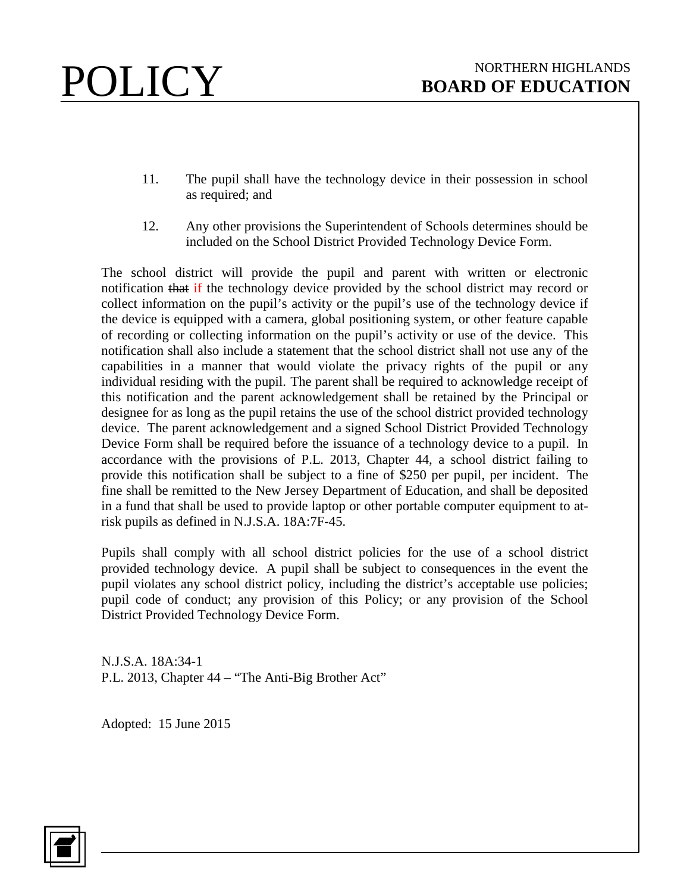11. The pupil shall have the technology device in their possession in school as required; and

12. Any other provisions the Superintendent of Schools determines should be included on the School District Provided Technology Device Form.

The school district will provide the pupil and parent with written or electronic notification ~~that~~ if the technology device provided by the school district may record or collect information on the pupil's activity or the pupil's use of the technology device if the device is equipped with a camera, global positioning system, or other feature capable of recording or collecting information on the pupil's activity or use of the device. This notification shall also include a statement that the school district shall not use any of the capabilities in a manner that would violate the privacy rights of the pupil or any individual residing with the pupil. The parent shall be required to acknowledge receipt of this notification and the parent acknowledgement shall be retained by the Principal or designee for as long as the pupil retains the use of the school district provided technology device. The parent acknowledgement and a signed School District Provided Technology Device Form shall be required before the issuance of a technology device to a pupil. In accordance with the provisions of P.L. 2013, Chapter 44, a school district failing to provide this notification shall be subject to a fine of $250 per pupil, per incident. The fine shall be remitted to the New Jersey Department of Education, and shall be deposited in a fund that shall be used to provide laptop or other portable computer equipment to at-risk pupils as defined in N.J.S.A. 18A:7F-45.

Pupils shall comply with all school district policies for the use of a school district provided technology device. A pupil shall be subject to consequences in the event the pupil violates any school district policy, including the district's acceptable use policies; pupil code of conduct; any provision of this Policy; or any provision of the School District Provided Technology Device Form.

N.J.S.A. 18A:34-1
P.L. 2013, Chapter 44 – "The Anti-Big Brother Act"

Adopted: 15 June 2015